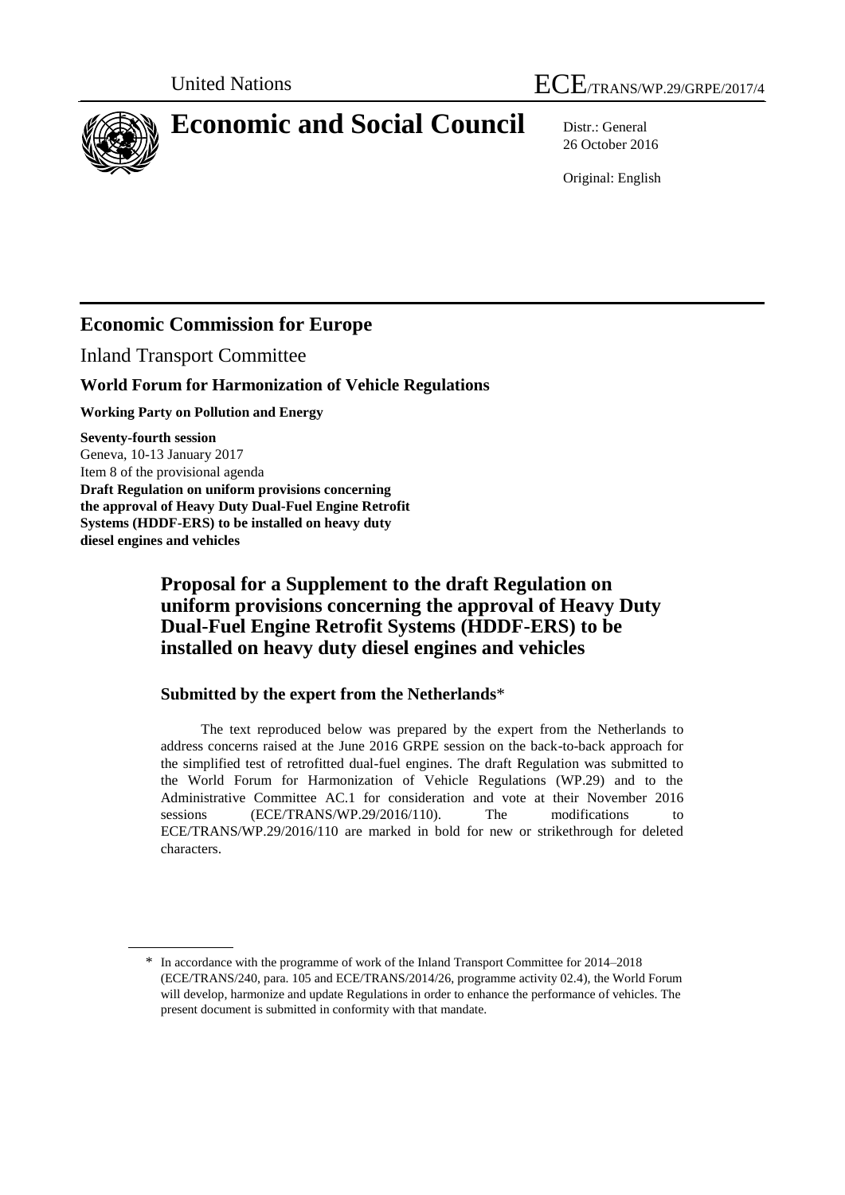United Nations

ECE/TRANS/WP.29/GRPE/2017/4

# Economic and Social Council

Distr.: General
26 October 2016

Original: English

## Economic Commission for Europe

Inland Transport Committee

### World Forum for Harmonization of Vehicle Regulations

**Working Party on Pollution and Energy**

**Seventy-fourth session**
Geneva, 10-13 January 2017
Item 8 of the provisional agenda
**Draft Regulation on uniform provisions concerning the approval of Heavy Duty Dual-Fuel Engine Retrofit Systems (HDDF-ERS) to be installed on heavy duty diesel engines and vehicles**

## Proposal for a Supplement to the draft Regulation on uniform provisions concerning the approval of Heavy Duty Dual-Fuel Engine Retrofit Systems (HDDF-ERS) to be installed on heavy duty diesel engines and vehicles

### Submitted by the expert from the Netherlands*

The text reproduced below was prepared by the expert from the Netherlands to address concerns raised at the June 2016 GRPE session on the back-to-back approach for the simplified test of retrofitted dual-fuel engines. The draft Regulation was submitted to the World Forum for Harmonization of Vehicle Regulations (WP.29) and to the Administrative Committee AC.1 for consideration and vote at their November 2016 sessions (ECE/TRANS/WP.29/2016/110). The modifications to ECE/TRANS/WP.29/2016/110 are marked in bold for new or strikethrough for deleted characters.

---

\* In accordance with the programme of work of the Inland Transport Committee for 2014–2018 (ECE/TRANS/240, para. 105 and ECE/TRANS/2014/26, programme activity 02.4), the World Forum will develop, harmonize and update Regulations in order to enhance the performance of vehicles. The present document is submitted in conformity with that mandate.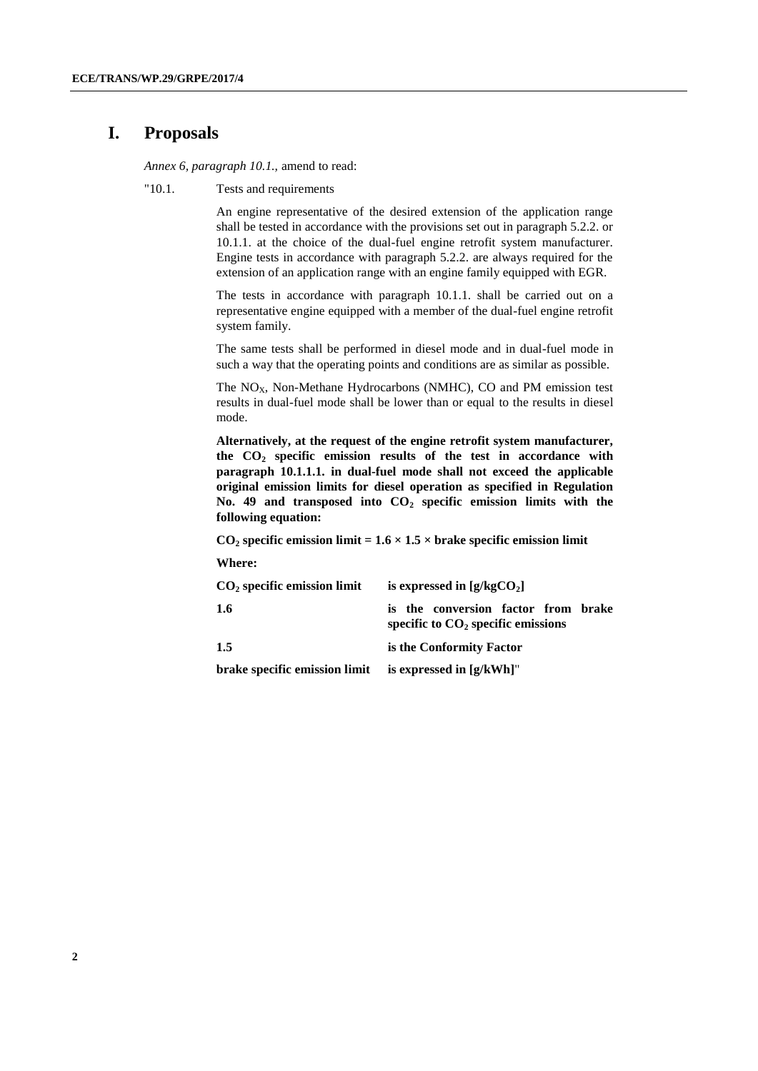# I. Proposals

*Annex 6, paragraph 10.1.*, amend to read:

"10.1. Tests and requirements

An engine representative of the desired extension of the application range shall be tested in accordance with the provisions set out in paragraph 5.2.2. or 10.1.1. at the choice of the dual-fuel engine retrofit system manufacturer. Engine tests in accordance with paragraph 5.2.2. are always required for the extension of an application range with an engine family equipped with EGR.

The tests in accordance with paragraph 10.1.1. shall be carried out on a representative engine equipped with a member of the dual-fuel engine retrofit system family.

The same tests shall be performed in diesel mode and in dual-fuel mode in such a way that the operating points and conditions are as similar as possible.

The $NO_X$, Non-Methane Hydrocarbons (NMHC), CO and PM emission test results in dual-fuel mode shall be lower than or equal to the results in diesel mode.

**Alternatively, at the request of the engine retrofit system manufacturer, the $CO_2$ specific emission results of the test in accordance with paragraph 10.1.1.1. in dual-fuel mode shall not exceed the applicable original emission limits for diesel operation as specified in Regulation No. 49 and transposed into $CO_2$ specific emission limits with the following equation:**

**$CO_2$ specific emission limit = $1.6 \times 1.5 \times$ brake specific emission limit**

**Where:**

| | |
|---|---|
| **$CO_2$ specific emission limit** | **is expressed in [g/kg$CO_2$]** |
| **1.6** | **is the conversion factor from brake specific to $CO_2$ specific emissions** |
| **1.5** | **is the Conformity Factor** |
| **brake specific emission limit** | **is expressed in [g/kWh]**" |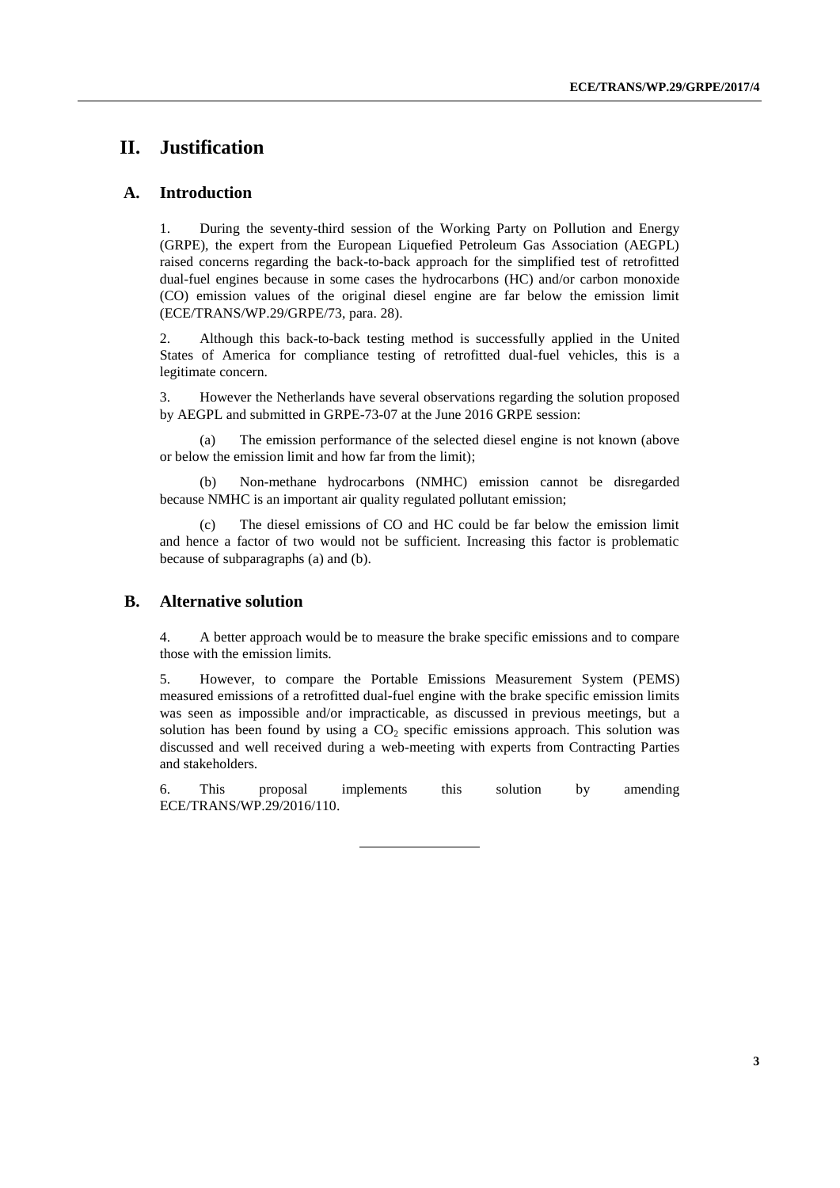# II. Justification

## A. Introduction

1. During the seventy-third session of the Working Party on Pollution and Energy (GRPE), the expert from the European Liquefied Petroleum Gas Association (AEGPL) raised concerns regarding the back-to-back approach for the simplified test of retrofitted dual-fuel engines because in some cases the hydrocarbons (HC) and/or carbon monoxide (CO) emission values of the original diesel engine are far below the emission limit (ECE/TRANS/WP.29/GRPE/73, para. 28).

2. Although this back-to-back testing method is successfully applied in the United States of America for compliance testing of retrofitted dual-fuel vehicles, this is a legitimate concern.

3. However the Netherlands have several observations regarding the solution proposed by AEGPL and submitted in GRPE-73-07 at the June 2016 GRPE session:

(a) The emission performance of the selected diesel engine is not known (above or below the emission limit and how far from the limit);

(b) Non-methane hydrocarbons (NMHC) emission cannot be disregarded because NMHC is an important air quality regulated pollutant emission;

(c) The diesel emissions of CO and HC could be far below the emission limit and hence a factor of two would not be sufficient. Increasing this factor is problematic because of subparagraphs (a) and (b).

## B. Alternative solution

4. A better approach would be to measure the brake specific emissions and to compare those with the emission limits.

5. However, to compare the Portable Emissions Measurement System (PEMS) measured emissions of a retrofitted dual-fuel engine with the brake specific emission limits was seen as impossible and/or impracticable, as discussed in previous meetings, but a solution has been found by using a $CO_2$ specific emissions approach. This solution was discussed and well received during a web-meeting with experts from Contracting Parties and stakeholders.

6. This proposal implements this solution by amending ECE/TRANS/WP.29/2016/110.